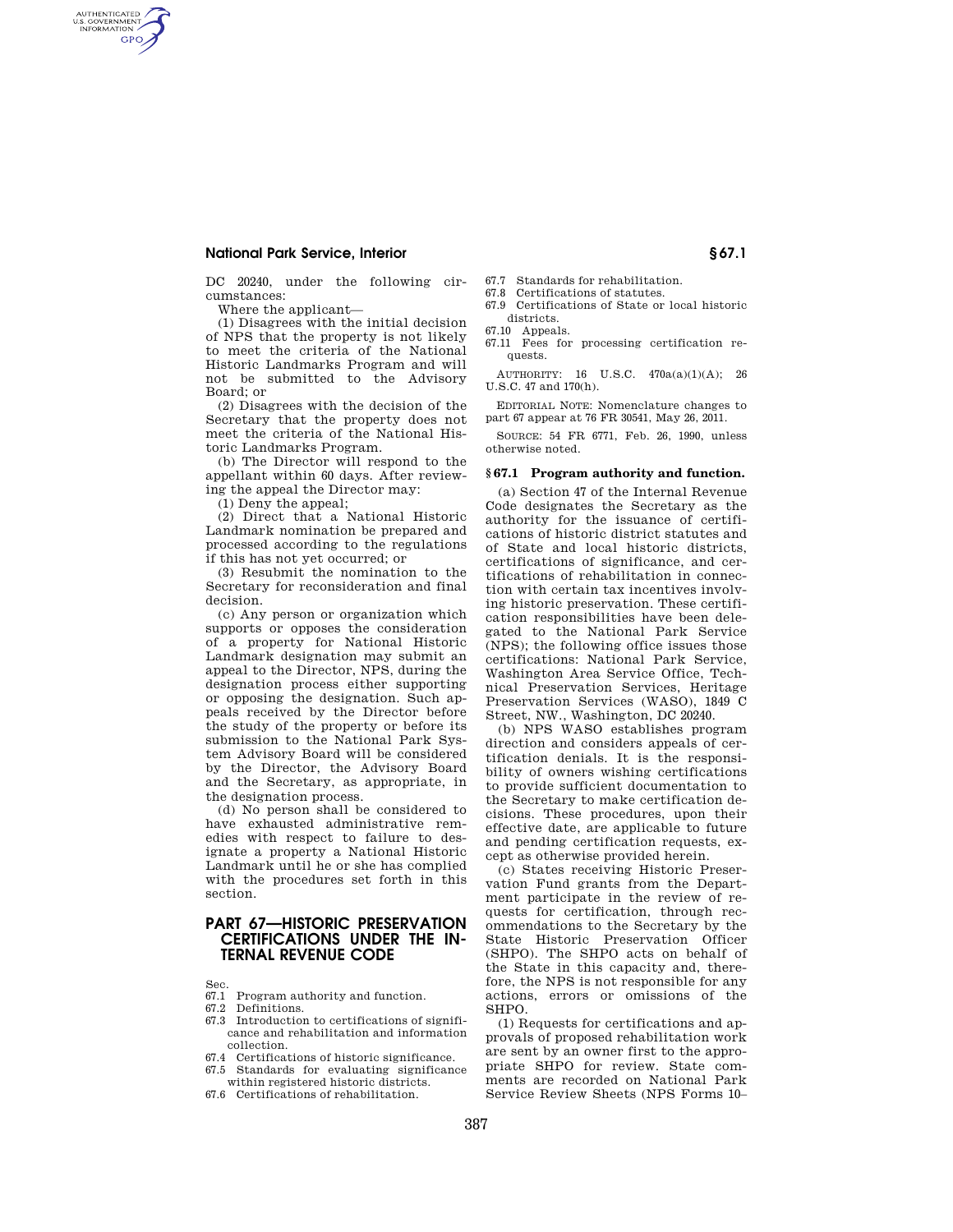DC 20240, under the following circumstances:

Where the applicant—

(1) Disagrees with the initial decision of NPS that the property is not likely to meet the criteria of the National Historic Landmarks Program and will not be submitted to the Advisory Board; or

(2) Disagrees with the decision of the Secretary that the property does not meet the criteria of the National Historic Landmarks Program.

(b) The Director will respond to the appellant within 60 days. After reviewing the appeal the Director may:

(1) Deny the appeal;

(2) Direct that a National Historic Landmark nomination be prepared and processed according to the regulations if this has not yet occurred; or

(3) Resubmit the nomination to the Secretary for reconsideration and final decision.

(c) Any person or organization which supports or opposes the consideration of a property for National Historic Landmark designation may submit an appeal to the Director, NPS, during the designation process either supporting or opposing the designation. Such appeals received by the Director before the study of the property or before its submission to the National Park System Advisory Board will be considered by the Director, the Advisory Board and the Secretary, as appropriate, in the designation process.

(d) No person shall be considered to have exhausted administrative remedies with respect to failure to designate a property a National Historic Landmark until he or she has complied with the procedures set forth in this section.

# PART 67—HISTORIC PRESERVATION CERTIFICATIONS UNDER THE INTERNAL REVENUE CODE

Sec.
67.1 Program authority and function.
67.2 Definitions.
67.3 Introduction to certifications of significance and rehabilitation and information collection.
67.4 Certifications of historic significance.
67.5 Standards for evaluating significance within registered historic districts.
67.6 Certifications of rehabilitation.
67.7 Standards for rehabilitation.
67.8 Certifications of statutes.
67.9 Certifications of State or local historic districts.
67.10 Appeals.
67.11 Fees for processing certification requests.

AUTHORITY: 16 U.S.C. 470a(a)(1)(A); 26 U.S.C. 47 and 170(h).

EDITORIAL NOTE: Nomenclature changes to part 67 appear at 76 FR 30541, May 26, 2011.

SOURCE: 54 FR 6771, Feb. 26, 1990, unless otherwise noted.

## § 67.1 Program authority and function.

(a) Section 47 of the Internal Revenue Code designates the Secretary as the authority for the issuance of certifications of historic district statutes and of State and local historic districts, certifications of significance, and certifications of rehabilitation in connection with certain tax incentives involving historic preservation. These certification responsibilities have been delegated to the National Park Service (NPS); the following office issues those certifications: National Park Service, Washington Area Service Office, Technical Preservation Services, Heritage Preservation Services (WASO), 1849 C Street, NW., Washington, DC 20240.

(b) NPS WASO establishes program direction and considers appeals of certification denials. It is the responsibility of owners wishing certifications to provide sufficient documentation to the Secretary to make certification decisions. These procedures, upon their effective date, are applicable to future and pending certification requests, except as otherwise provided herein.

(c) States receiving Historic Preservation Fund grants from the Department participate in the review of requests for certification, through recommendations to the Secretary by the State Historic Preservation Officer (SHPO). The SHPO acts on behalf of the State in this capacity and, therefore, the NPS is not responsible for any actions, errors or omissions of the SHPO.

(1) Requests for certifications and approvals of proposed rehabilitation work are sent by an owner first to the appropriate SHPO for review. State comments are recorded on National Park Service Review Sheets (NPS Forms 10–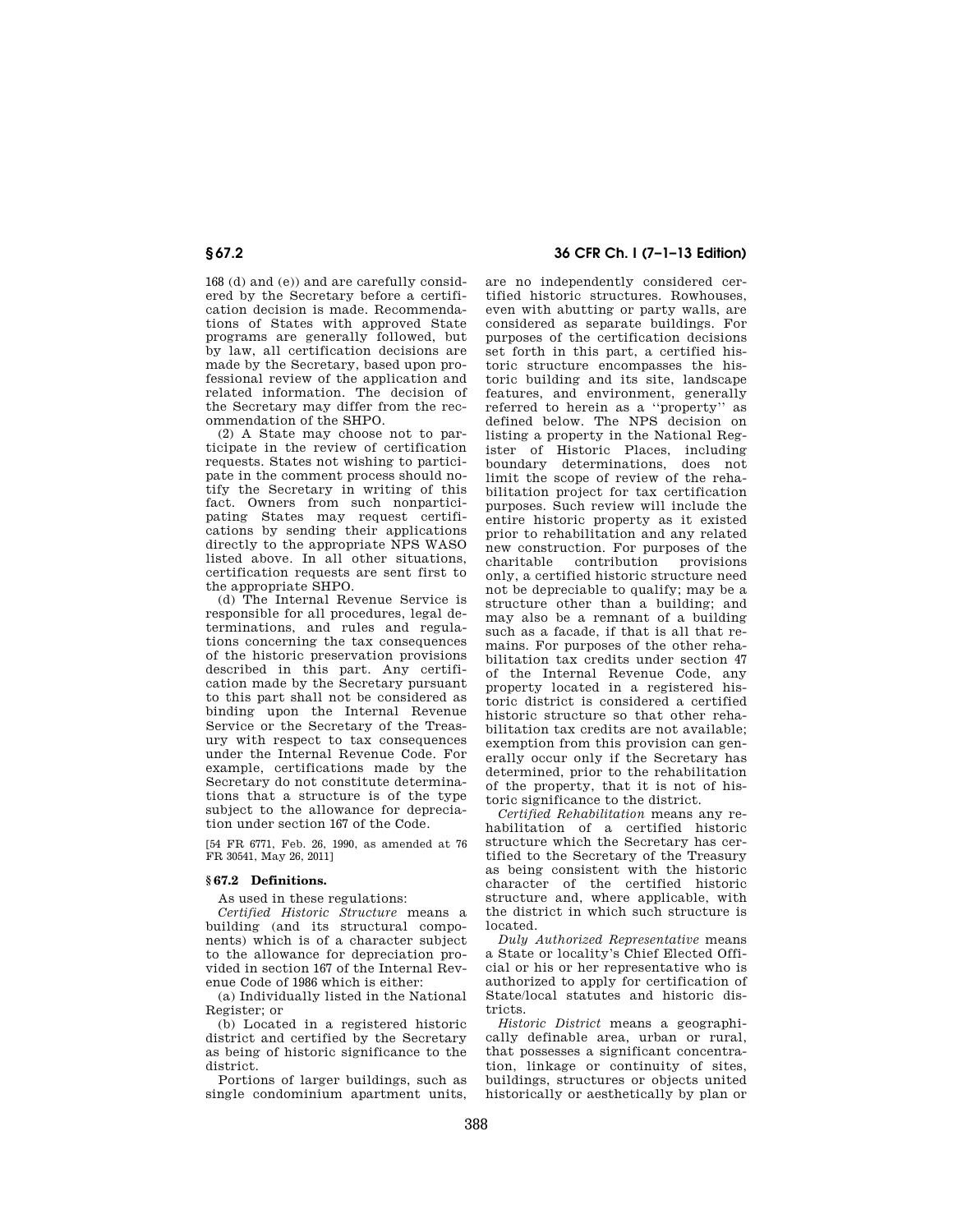168 (d) and (e)) and are carefully considered by the Secretary before a certification decision is made. Recommendations of States with approved State programs are generally followed, but by law, all certification decisions are made by the Secretary, based upon professional review of the application and related information. The decision of the Secretary may differ from the recommendation of the SHPO.

(2) A State may choose not to participate in the review of certification requests. States not wishing to participate in the comment process should notify the Secretary in writing of this fact. Owners from such nonparticipating States may request certifications by sending their applications directly to the appropriate NPS WASO listed above. In all other situations, certification requests are sent first to the appropriate SHPO.

(d) The Internal Revenue Service is responsible for all procedures, legal determinations, and rules and regulations concerning the tax consequences of the historic preservation provisions described in this part. Any certification made by the Secretary pursuant to this part shall not be considered as binding upon the Internal Revenue Service or the Secretary of the Treasury with respect to tax consequences under the Internal Revenue Code. For example, certifications made by the Secretary do not constitute determinations that a structure is of the type subject to the allowance for depreciation under section 167 of the Code.

[54 FR 6771, Feb. 26, 1990, as amended at 76 FR 30541, May 26, 2011]

## § 67.2 Definitions.

As used in these regulations:

*Certified Historic Structure* means a building (and its structural components) which is of a character subject to the allowance for depreciation provided in section 167 of the Internal Revenue Code of 1986 which is either:

(a) Individually listed in the National Register; or

(b) Located in a registered historic district and certified by the Secretary as being of historic significance to the district.

Portions of larger buildings, such as single condominium apartment units, are no independently considered certified historic structures. Rowhouses, even with abutting or party walls, are considered as separate buildings. For purposes of the certification decisions set forth in this part, a certified historic structure encompasses the historic building and its site, landscape features, and environment, generally referred to herein as a ''property'' as defined below. The NPS decision on listing a property in the National Register of Historic Places, including boundary determinations, does not limit the scope of review of the rehabilitation project for tax certification purposes. Such review will include the entire historic property as it existed prior to rehabilitation and any related new construction. For purposes of the charitable contribution provisions only, a certified historic structure need not be depreciable to qualify; may be a structure other than a building; and may also be a remnant of a building such as a facade, if that is all that remains. For purposes of the other rehabilitation tax credits under section 47 of the Internal Revenue Code, any property located in a registered historic district is considered a certified historic structure so that other rehabilitation tax credits are not available; exemption from this provision can generally occur only if the Secretary has determined, prior to the rehabilitation of the property, that it is not of historic significance to the district.

*Certified Rehabilitation* means any rehabilitation of a certified historic structure which the Secretary has certified to the Secretary of the Treasury as being consistent with the historic character of the certified historic structure and, where applicable, with the district in which such structure is located.

*Duly Authorized Representative* means a State or locality's Chief Elected Official or his or her representative who is authorized to apply for certification of State/local statutes and historic districts.

*Historic District* means a geographically definable area, urban or rural, that possesses a significant concentration, linkage or continuity of sites, buildings, structures or objects united historically or aesthetically by plan or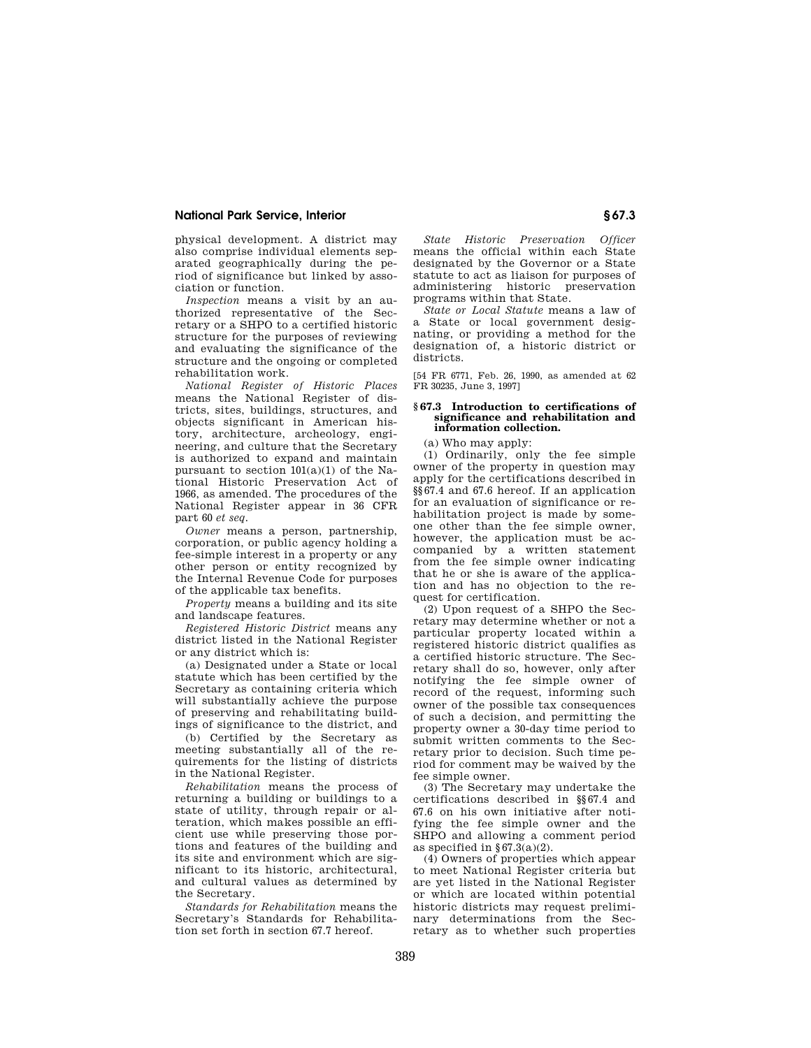physical development. A district may also comprise individual elements separated geographically during the period of significance but linked by association or function.

*Inspection* means a visit by an authorized representative of the Secretary or a SHPO to a certified historic structure for the purposes of reviewing and evaluating the significance of the structure and the ongoing or completed rehabilitation work.

*National Register of Historic Places* means the National Register of districts, sites, buildings, structures, and objects significant in American history, architecture, archeology, engineering, and culture that the Secretary is authorized to expand and maintain pursuant to section 101(a)(1) of the National Historic Preservation Act of 1966, as amended. The procedures of the National Register appear in 36 CFR part 60 *et seq.*

*Owner* means a person, partnership, corporation, or public agency holding a fee-simple interest in a property or any other person or entity recognized by the Internal Revenue Code for purposes of the applicable tax benefits.

*Property* means a building and its site and landscape features.

*Registered Historic District* means any district listed in the National Register or any district which is:

(a) Designated under a State or local statute which has been certified by the Secretary as containing criteria which will substantially achieve the purpose of preserving and rehabilitating buildings of significance to the district, and

(b) Certified by the Secretary as meeting substantially all of the requirements for the listing of districts in the National Register.

*Rehabilitation* means the process of returning a building or buildings to a state of utility, through repair or alteration, which makes possible an efficient use while preserving those portions and features of the building and its site and environment which are significant to its historic, architectural, and cultural values as determined by the Secretary.

*Standards for Rehabilitation* means the Secretary's Standards for Rehabilitation set forth in section 67.7 hereof.

*State Historic Preservation Officer* means the official within each State designated by the Governor or a State statute to act as liaison for purposes of administering historic preservation programs within that State.

*State or Local Statute* means a law of a State or local government designating, or providing a method for the designation of, a historic district or districts.

[54 FR 6771, Feb. 26, 1990, as amended at 62 FR 30235, June 3, 1997]

### § 67.3 Introduction to certifications of significance and rehabilitation and information collection.

(a) Who may apply:

(1) Ordinarily, only the fee simple owner of the property in question may apply for the certifications described in §§ 67.4 and 67.6 hereof. If an application for an evaluation of significance or rehabilitation project is made by someone other than the fee simple owner, however, the application must be accompanied by a written statement from the fee simple owner indicating that he or she is aware of the application and has no objection to the request for certification.

(2) Upon request of a SHPO the Secretary may determine whether or not a particular property located within a registered historic district qualifies as a certified historic structure. The Secretary shall do so, however, only after notifying the fee simple owner of record of the request, informing such owner of the possible tax consequences of such a decision, and permitting the property owner a 30-day time period to submit written comments to the Secretary prior to decision. Such time period for comment may be waived by the fee simple owner.

(3) The Secretary may undertake the certifications described in §§ 67.4 and 67.6 on his own initiative after notifying the fee simple owner and the SHPO and allowing a comment period as specified in § 67.3(a)(2).

(4) Owners of properties which appear to meet National Register criteria but are yet listed in the National Register or which are located within potential historic districts may request preliminary determinations from the Secretary as to whether such properties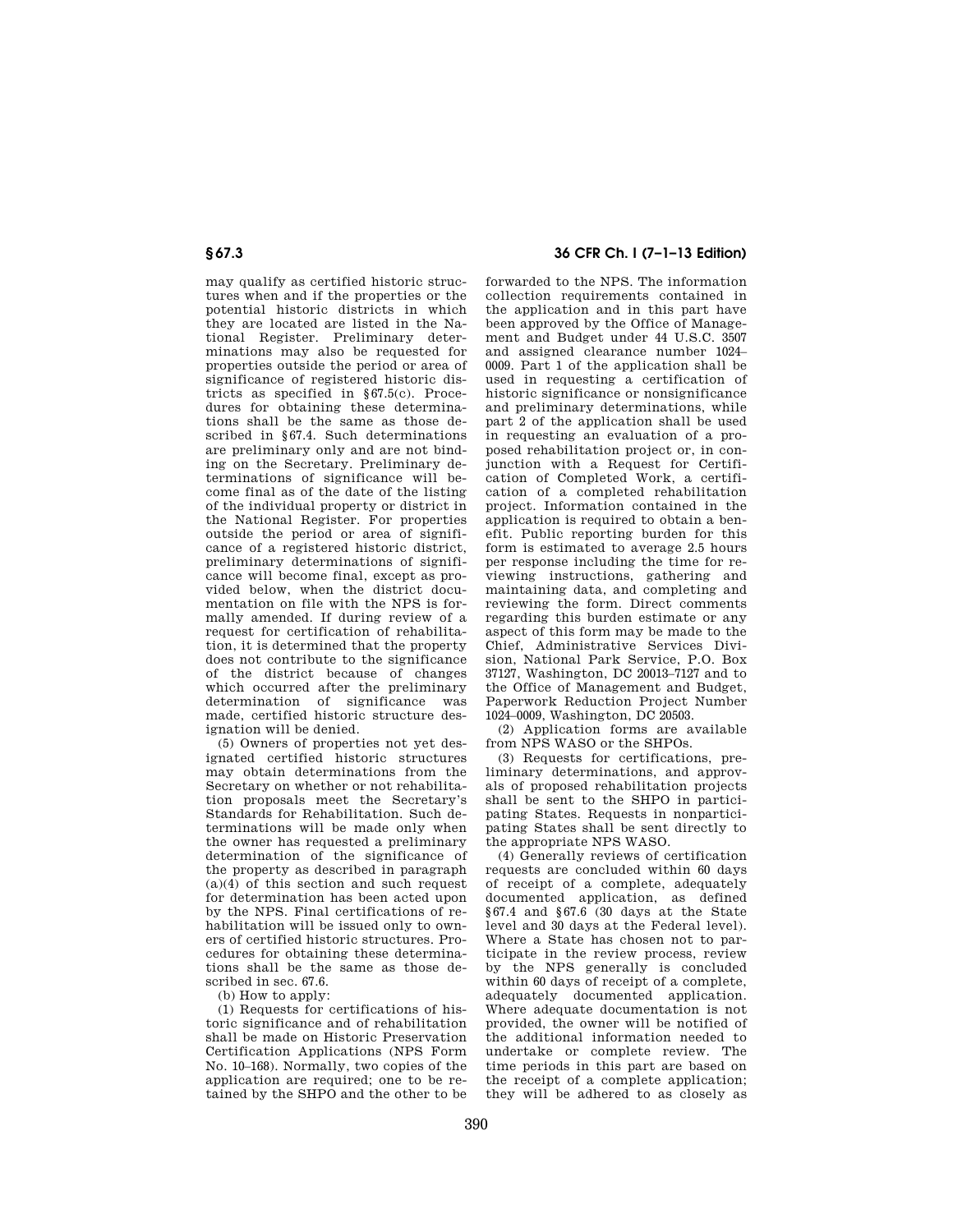may qualify as certified historic structures when and if the properties or the potential historic districts in which they are located are listed in the National Register. Preliminary determinations may also be requested for properties outside the period or area of significance of registered historic districts as specified in §67.5(c). Procedures for obtaining these determinations shall be the same as those described in §67.4. Such determinations are preliminary only and are not binding on the Secretary. Preliminary determinations of significance will become final as of the date of the listing of the individual property or district in the National Register. For properties outside the period or area of significance of a registered historic district, preliminary determinations of significance will become final, except as provided below, when the district documentation on file with the NPS is formally amended. If during review of a request for certification of rehabilitation, it is determined that the property does not contribute to the significance of the district because of changes which occurred after the preliminary determination of significance was made, certified historic structure designation will be denied.

(5) Owners of properties not yet designated certified historic structures may obtain determinations from the Secretary on whether or not rehabilitation proposals meet the Secretary's Standards for Rehabilitation. Such determinations will be made only when the owner has requested a preliminary determination of the significance of the property as described in paragraph (a)(4) of this section and such request for determination has been acted upon by the NPS. Final certifications of rehabilitation will be issued only to owners of certified historic structures. Procedures for obtaining these determinations shall be the same as those described in sec. 67.6.

(b) How to apply:

(1) Requests for certifications of historic significance and of rehabilitation shall be made on Historic Preservation Certification Applications (NPS Form No. 10–168). Normally, two copies of the application are required; one to be retained by the SHPO and the other to be forwarded to the NPS. The information collection requirements contained in the application and in this part have been approved by the Office of Management and Budget under 44 U.S.C. 3507 and assigned clearance number 1024–0009. Part 1 of the application shall be used in requesting a certification of historic significance or nonsignificance and preliminary determinations, while part 2 of the application shall be used in requesting an evaluation of a proposed rehabilitation project or, in conjunction with a Request for Certification of Completed Work, a certification of a completed rehabilitation project. Information contained in the application is required to obtain a benefit. Public reporting burden for this form is estimated to average 2.5 hours per response including the time for reviewing instructions, gathering and maintaining data, and completing and reviewing the form. Direct comments regarding this burden estimate or any aspect of this form may be made to the Chief, Administrative Services Division, National Park Service, P.O. Box 37127, Washington, DC 20013–7127 and to the Office of Management and Budget, Paperwork Reduction Project Number 1024–0009, Washington, DC 20503.

(2) Application forms are available from NPS WASO or the SHPOs.

(3) Requests for certifications, preliminary determinations, and approvals of proposed rehabilitation projects shall be sent to the SHPO in participating States. Requests in nonparticipating States shall be sent directly to the appropriate NPS WASO.

(4) Generally reviews of certification requests are concluded within 60 days of receipt of a complete, adequately documented application, as defined §67.4 and §67.6 (30 days at the State level and 30 days at the Federal level). Where a State has chosen not to participate in the review process, review by the NPS generally is concluded within 60 days of receipt of a complete, adequately documented application. Where adequate documentation is not provided, the owner will be notified of the additional information needed to undertake or complete review. The time periods in this part are based on the receipt of a complete application; they will be adhered to as closely as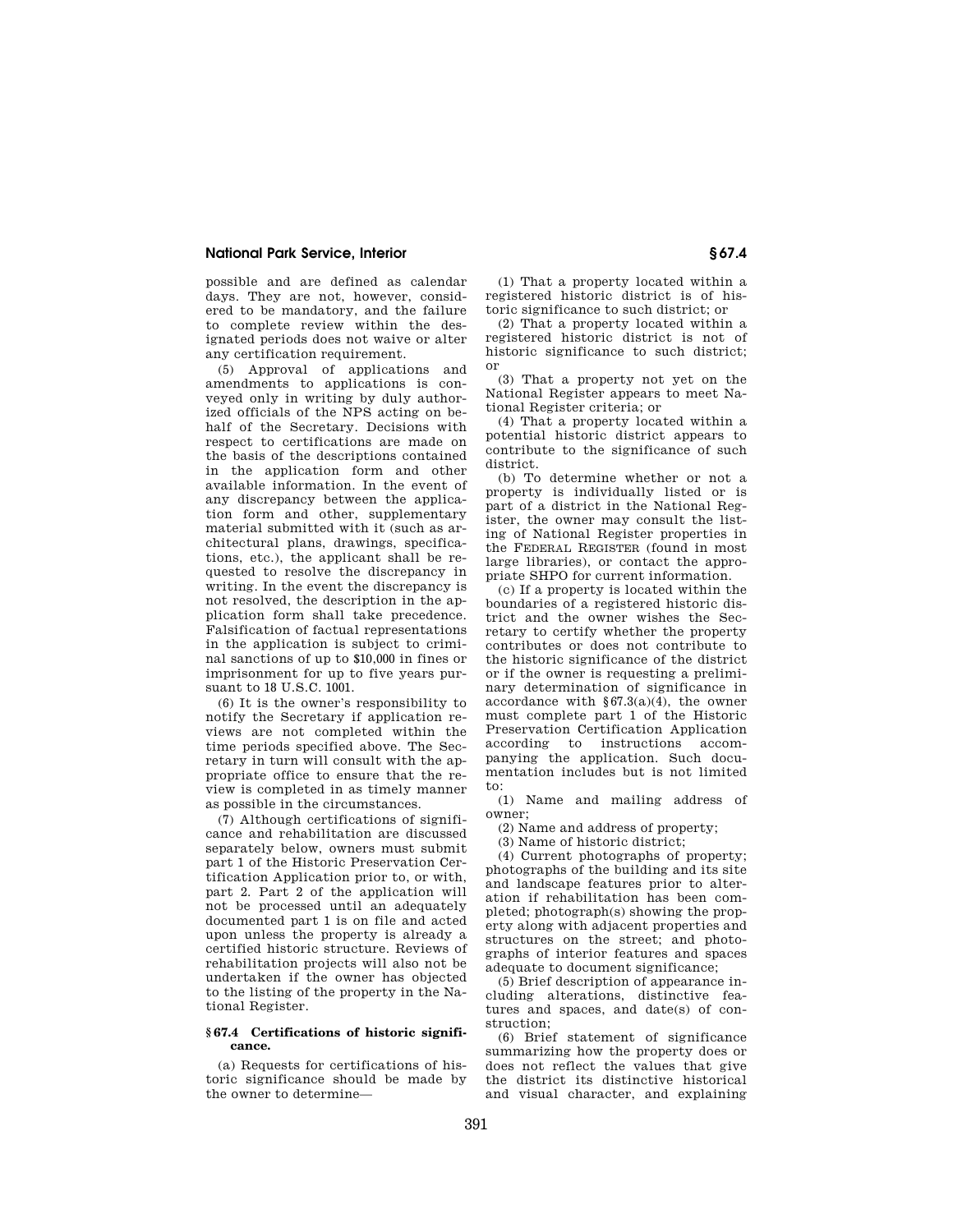possible and are defined as calendar days. They are not, however, considered to be mandatory, and the failure to complete review within the designated periods does not waive or alter any certification requirement.

(5) Approval of applications and amendments to applications is conveyed only in writing by duly authorized officials of the NPS acting on behalf of the Secretary. Decisions with respect to certifications are made on the basis of the descriptions contained in the application form and other available information. In the event of any discrepancy between the application form and other, supplementary material submitted with it (such as architectural plans, drawings, specifications, etc.), the applicant shall be requested to resolve the discrepancy in writing. In the event the discrepancy is not resolved, the description in the application form shall take precedence. Falsification of factual representations in the application is subject to criminal sanctions of up to $10,000 in fines or imprisonment for up to five years pursuant to 18 U.S.C. 1001.

(6) It is the owner's responsibility to notify the Secretary if application reviews are not completed within the time periods specified above. The Secretary in turn will consult with the appropriate office to ensure that the review is completed in as timely manner as possible in the circumstances.

(7) Although certifications of significance and rehabilitation are discussed separately below, owners must submit part 1 of the Historic Preservation Certification Application prior to, or with, part 2. Part 2 of the application will not be processed until an adequately documented part 1 is on file and acted upon unless the property is already a certified historic structure. Reviews of rehabilitation projects will also not be undertaken if the owner has objected to the listing of the property in the National Register.

### § 67.4 Certifications of historic significance.

(a) Requests for certifications of historic significance should be made by the owner to determine—

(1) That a property located within a registered historic district is of historic significance to such district; or

(2) That a property located within a registered historic district is not of historic significance to such district; or

(3) That a property not yet on the National Register appears to meet National Register criteria; or

(4) That a property located within a potential historic district appears to contribute to the significance of such district.

(b) To determine whether or not a property is individually listed or is part of a district in the National Register, the owner may consult the listing of National Register properties in the FEDERAL REGISTER (found in most large libraries), or contact the appropriate SHPO for current information.

(c) If a property is located within the boundaries of a registered historic district and the owner wishes the Secretary to certify whether the property contributes or does not contribute to the historic significance of the district or if the owner is requesting a preliminary determination of significance in accordance with §67.3(a)(4), the owner must complete part 1 of the Historic Preservation Certification Application according to instructions accompanying the application. Such documentation includes but is not limited to:

(1) Name and mailing address of owner;

(2) Name and address of property;

(3) Name of historic district;

(4) Current photographs of property; photographs of the building and its site and landscape features prior to alteration if rehabilitation has been completed; photograph(s) showing the property along with adjacent properties and structures on the street; and photographs of interior features and spaces adequate to document significance;

(5) Brief description of appearance including alterations, distinctive features and spaces, and date(s) of construction;

(6) Brief statement of significance summarizing how the property does or does not reflect the values that give the district its distinctive historical and visual character, and explaining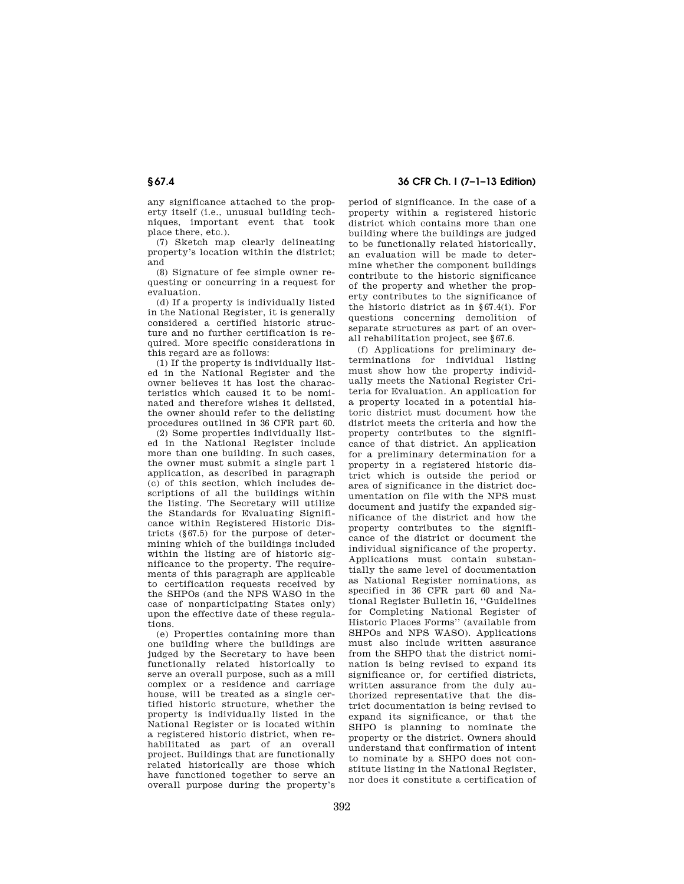any significance attached to the property itself (i.e., unusual building techniques, important event that took place there, etc.).

(7) Sketch map clearly delineating property's location within the district; and

(8) Signature of fee simple owner requesting or concurring in a request for evaluation.

(d) If a property is individually listed in the National Register, it is generally considered a certified historic structure and no further certification is required. More specific considerations in this regard are as follows:

(1) If the property is individually listed in the National Register and the owner believes it has lost the characteristics which caused it to be nominated and therefore wishes it delisted, the owner should refer to the delisting procedures outlined in 36 CFR part 60.

(2) Some properties individually listed in the National Register include more than one building. In such cases, the owner must submit a single part 1 application, as described in paragraph (c) of this section, which includes descriptions of all the buildings within the listing. The Secretary will utilize the Standards for Evaluating Significance within Registered Historic Districts (§67.5) for the purpose of determining which of the buildings included within the listing are of historic significance to the property. The requirements of this paragraph are applicable to certification requests received by the SHPOs (and the NPS WASO in the case of nonparticipating States only) upon the effective date of these regulations.

(e) Properties containing more than one building where the buildings are judged by the Secretary to have been functionally related historically to serve an overall purpose, such as a mill complex or a residence and carriage house, will be treated as a single certified historic structure, whether the property is individually listed in the National Register or is located within a registered historic district, when rehabilitated as part of an overall project. Buildings that are functionally related historically are those which have functioned together to serve an overall purpose during the property's period of significance. In the case of a property within a registered historic district which contains more than one building where the buildings are judged to be functionally related historically, an evaluation will be made to determine whether the component buildings contribute to the historic significance of the property and whether the property contributes to the significance of the historic district as in §67.4(i). For questions concerning demolition of separate structures as part of an overall rehabilitation project, see §67.6.

(f) Applications for preliminary determinations for individual listing must show how the property individually meets the National Register Criteria for Evaluation. An application for a property located in a potential historic district must document how the district meets the criteria and how the property contributes to the significance of that district. An application for a preliminary determination for a property in a registered historic district which is outside the period or area of significance in the district documentation on file with the NPS must document and justify the expanded significance of the district and how the property contributes to the significance of the district or document the individual significance of the property. Applications must contain substantially the same level of documentation as National Register nominations, as specified in 36 CFR part 60 and National Register Bulletin 16, ''Guidelines for Completing National Register of Historic Places Forms'' (available from SHPOs and NPS WASO). Applications must also include written assurance from the SHPO that the district nomination is being revised to expand its significance or, for certified districts, written assurance from the duly authorized representative that the district documentation is being revised to expand its significance, or that the SHPO is planning to nominate the property or the district. Owners should understand that confirmation of intent to nominate by a SHPO does not constitute listing in the National Register, nor does it constitute a certification of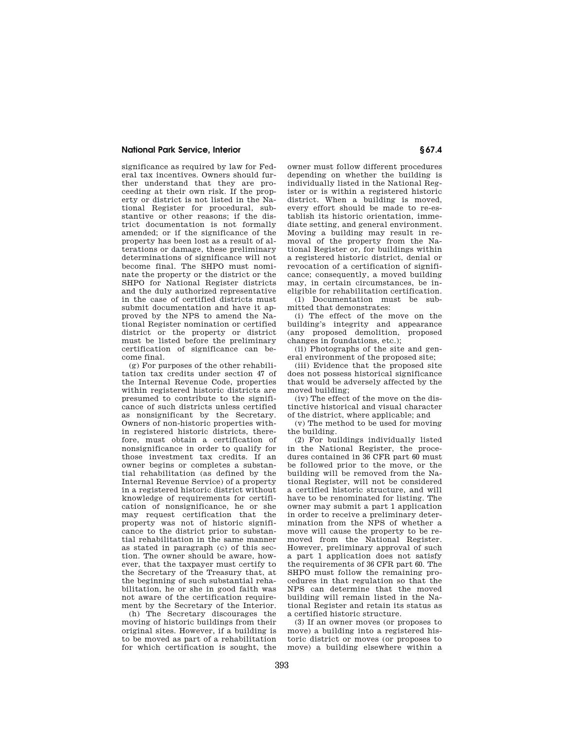significance as required by law for Federal tax incentives. Owners should further understand that they are proceeding at their own risk. If the property or district is not listed in the National Register for procedural, substantive or other reasons; if the district documentation is not formally amended; or if the significance of the property has been lost as a result of alterations or damage, these preliminary determinations of significance will not become final. The SHPO must nominate the property or the district or the SHPO for National Register districts and the duly authorized representative in the case of certified districts must submit documentation and have it approved by the NPS to amend the National Register nomination or certified district or the property or district must be listed before the preliminary certification of significance can become final.

(g) For purposes of the other rehabilitation tax credits under section 47 of the Internal Revenue Code, properties within registered historic districts are presumed to contribute to the significance of such districts unless certified as nonsignificant by the Secretary. Owners of non-historic properties within registered historic districts, therefore, must obtain a certification of nonsignificance in order to qualify for those investment tax credits. If an owner begins or completes a substantial rehabilitation (as defined by the Internal Revenue Service) of a property in a registered historic district without knowledge of requirements for certification of nonsignificance, he or she may request certification that the property was not of historic significance to the district prior to substantial rehabilitation in the same manner as stated in paragraph (c) of this section. The owner should be aware, however, that the taxpayer must certify to the Secretary of the Treasury that, at the beginning of such substantial rehabilitation, he or she in good faith was not aware of the certification requirement by the Secretary of the Interior.

(h) The Secretary discourages the moving of historic buildings from their original sites. However, if a building is to be moved as part of a rehabilitation for which certification is sought, the owner must follow different procedures depending on whether the building is individually listed in the National Register or is within a registered historic district. When a building is moved, every effort should be made to re-establish its historic orientation, immediate setting, and general environment. Moving a building may result in removal of the property from the National Register or, for buildings within a registered historic district, denial or revocation of a certification of significance; consequently, a moved building may, in certain circumstances, be ineligible for rehabilitation certification.

(1) Documentation must be submitted that demonstrates:

(i) The effect of the move on the building's integrity and appearance (any proposed demolition, proposed changes in foundations, etc.);

(ii) Photographs of the site and general environment of the proposed site;

(iii) Evidence that the proposed site does not possess historical significance that would be adversely affected by the moved building;

(iv) The effect of the move on the distinctive historical and visual character of the district, where applicable; and

(v) The method to be used for moving the building.

(2) For buildings individually listed in the National Register, the procedures contained in 36 CFR part 60 must be followed prior to the move, or the building will be removed from the National Register, will not be considered a certified historic structure, and will have to be renominated for listing. The owner may submit a part 1 application in order to receive a preliminary determination from the NPS of whether a move will cause the property to be removed from the National Register. However, preliminary approval of such a part 1 application does not satisfy the requirements of 36 CFR part 60. The SHPO must follow the remaining procedures in that regulation so that the NPS can determine that the moved building will remain listed in the National Register and retain its status as a certified historic structure.

(3) If an owner moves (or proposes to move) a building into a registered historic district or moves (or proposes to move) a building elsewhere within a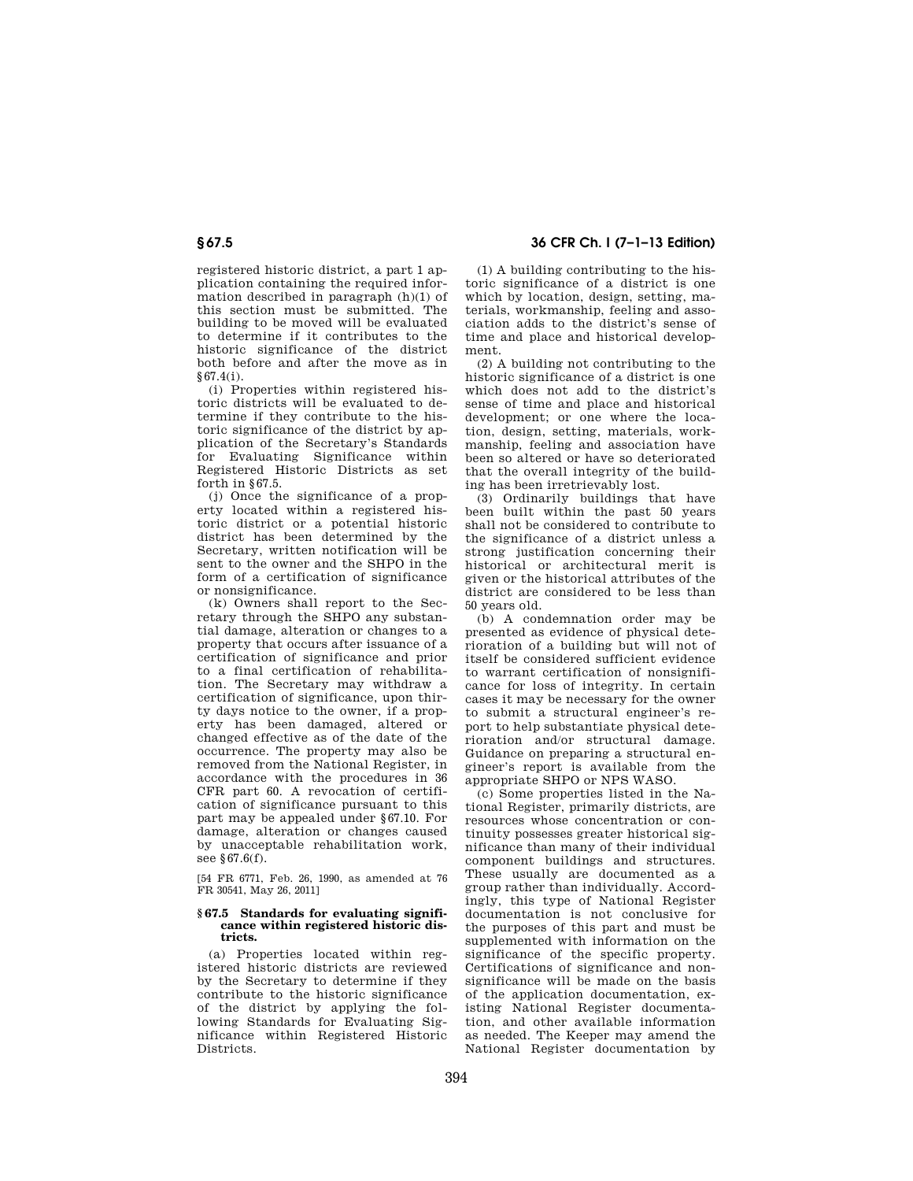registered historic district, a part 1 application containing the required information described in paragraph (h)(1) of this section must be submitted. The building to be moved will be evaluated to determine if it contributes to the historic significance of the district both before and after the move as in §67.4(i).

(i) Properties within registered historic districts will be evaluated to determine if they contribute to the historic significance of the district by application of the Secretary's Standards for Evaluating Significance within Registered Historic Districts as set forth in §67.5.

(j) Once the significance of a property located within a registered historic district or a potential historic district has been determined by the Secretary, written notification will be sent to the owner and the SHPO in the form of a certification of significance or nonsignificance.

(k) Owners shall report to the Secretary through the SHPO any substantial damage, alteration or changes to a property that occurs after issuance of a certification of significance and prior to a final certification of rehabilitation. The Secretary may withdraw a certification of significance, upon thirty days notice to the owner, if a property has been damaged, altered or changed effective as of the date of the occurrence. The property may also be removed from the National Register, in accordance with the procedures in 36 CFR part 60. A revocation of certification of significance pursuant to this part may be appealed under §67.10. For damage, alteration or changes caused by unacceptable rehabilitation work, see §67.6(f).

[54 FR 6771, Feb. 26, 1990, as amended at 76 FR 30541, May 26, 2011]

### §67.5 Standards for evaluating significance within registered historic districts.

(a) Properties located within registered historic districts are reviewed by the Secretary to determine if they contribute to the historic significance of the district by applying the following Standards for Evaluating Significance within Registered Historic Districts.

(1) A building contributing to the historic significance of a district is one which by location, design, setting, materials, workmanship, feeling and association adds to the district's sense of time and place and historical development.

(2) A building not contributing to the historic significance of a district is one which does not add to the district's sense of time and place and historical development; or one where the location, design, setting, materials, workmanship, feeling and association have been so altered or have so deteriorated that the overall integrity of the building has been irretrievably lost.

(3) Ordinarily buildings that have been built within the past 50 years shall not be considered to contribute to the significance of a district unless a strong justification concerning their historical or architectural merit is given or the historical attributes of the district are considered to be less than 50 years old.

(b) A condemnation order may be presented as evidence of physical deterioration of a building but will not of itself be considered sufficient evidence to warrant certification of nonsignificance for loss of integrity. In certain cases it may be necessary for the owner to submit a structural engineer's report to help substantiate physical deterioration and/or structural damage. Guidance on preparing a structural engineer's report is available from the appropriate SHPO or NPS WASO.

(c) Some properties listed in the National Register, primarily districts, are resources whose concentration or continuity possesses greater historical significance than many of their individual component buildings and structures. These usually are documented as a group rather than individually. Accordingly, this type of National Register documentation is not conclusive for the purposes of this part and must be supplemented with information on the significance of the specific property. Certifications of significance and nonsignificance will be made on the basis of the application documentation, existing National Register documentation, and other available information as needed. The Keeper may amend the National Register documentation by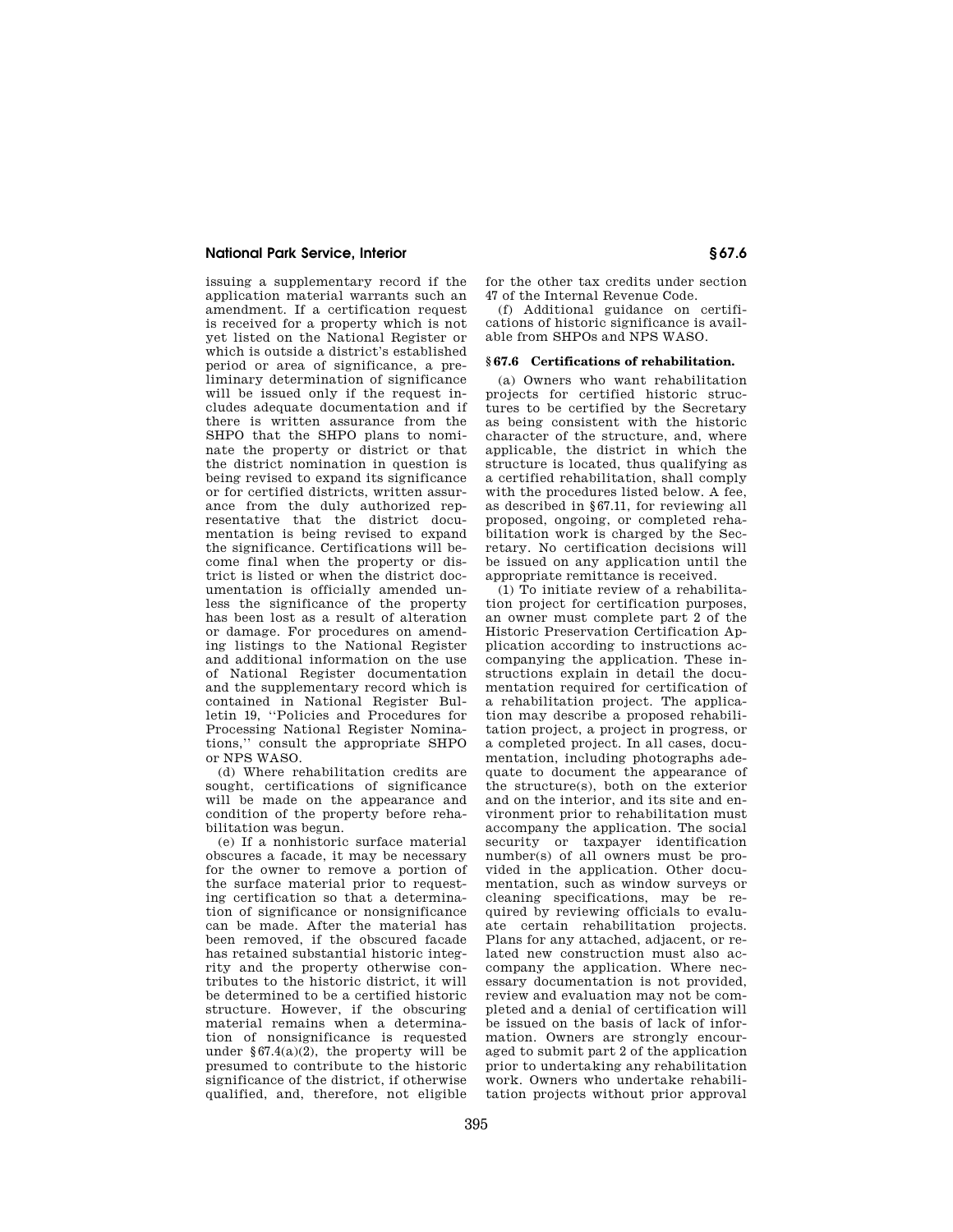issuing a supplementary record if the application material warrants such an amendment. If a certification request is received for a property which is not yet listed on the National Register or which is outside a district's established period or area of significance, a preliminary determination of significance will be issued only if the request includes adequate documentation and if there is written assurance from the SHPO that the SHPO plans to nominate the property or district or that the district nomination in question is being revised to expand its significance or for certified districts, written assurance from the duly authorized representative that the district documentation is being revised to expand the significance. Certifications will become final when the property or district is listed or when the district documentation is officially amended unless the significance of the property has been lost as a result of alteration or damage. For procedures on amending listings to the National Register and additional information on the use of National Register documentation and the supplementary record which is contained in National Register Bulletin 19, ''Policies and Procedures for Processing National Register Nominations,'' consult the appropriate SHPO or NPS WASO.

(d) Where rehabilitation credits are sought, certifications of significance will be made on the appearance and condition of the property before rehabilitation was begun.

(e) If a nonhistoric surface material obscures a facade, it may be necessary for the owner to remove a portion of the surface material prior to requesting certification so that a determination of significance or nonsignificance can be made. After the material has been removed, if the obscured facade has retained substantial historic integrity and the property otherwise contributes to the historic district, it will be determined to be a certified historic structure. However, if the obscuring material remains when a determination of nonsignificance is requested under §67.4(a)(2), the property will be presumed to contribute to the historic significance of the district, if otherwise qualified, and, therefore, not eligible for the other tax credits under section 47 of the Internal Revenue Code.

(f) Additional guidance on certifications of historic significance is available from SHPOs and NPS WASO.

## §67.6 Certifications of rehabilitation.

(a) Owners who want rehabilitation projects for certified historic structures to be certified by the Secretary as being consistent with the historic character of the structure, and, where applicable, the district in which the structure is located, thus qualifying as a certified rehabilitation, shall comply with the procedures listed below. A fee, as described in §67.11, for reviewing all proposed, ongoing, or completed rehabilitation work is charged by the Secretary. No certification decisions will be issued on any application until the appropriate remittance is received.

(1) To initiate review of a rehabilitation project for certification purposes, an owner must complete part 2 of the Historic Preservation Certification Application according to instructions accompanying the application. These instructions explain in detail the documentation required for certification of a rehabilitation project. The application may describe a proposed rehabilitation project, a project in progress, or a completed project. In all cases, documentation, including photographs adequate to document the appearance of the structure(s), both on the exterior and on the interior, and its site and environment prior to rehabilitation must accompany the application. The social security or taxpayer identification number(s) of all owners must be provided in the application. Other documentation, such as window surveys or cleaning specifications, may be required by reviewing officials to evaluate certain rehabilitation projects. Plans for any attached, adjacent, or related new construction must also accompany the application. Where necessary documentation is not provided, review and evaluation may not be completed and a denial of certification will be issued on the basis of lack of information. Owners are strongly encouraged to submit part 2 of the application prior to undertaking any rehabilitation work. Owners who undertake rehabilitation projects without prior approval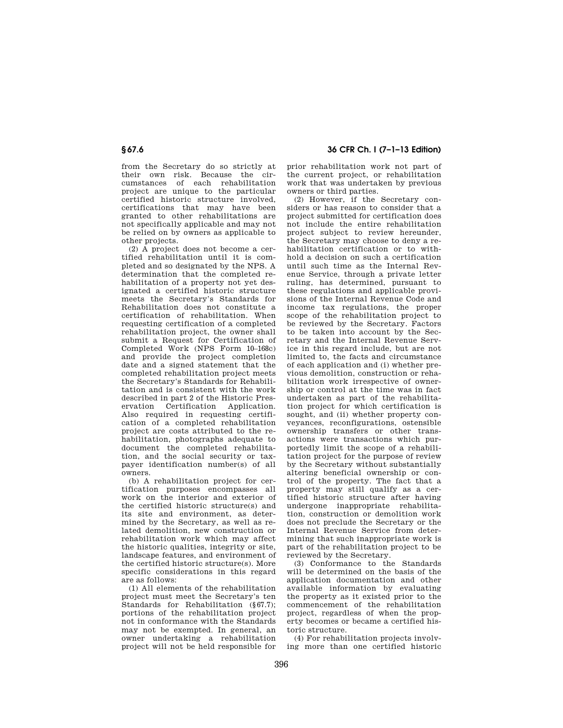from the Secretary do so strictly at their own risk. Because the circumstances of each rehabilitation project are unique to the particular certified historic structure involved, certifications that may have been granted to other rehabilitations are not specifically applicable and may not be relied on by owners as applicable to other projects.

(2) A project does not become a certified rehabilitation until it is completed and so designated by the NPS. A determination that the completed rehabilitation of a property not yet designated a certified historic structure meets the Secretary's Standards for Rehabilitation does not constitute a certification of rehabilitation. When requesting certification of a completed rehabilitation project, the owner shall submit a Request for Certification of Completed Work (NPS Form 10–168c) and provide the project completion date and a signed statement that the completed rehabilitation project meets the Secretary's Standards for Rehabilitation and is consistent with the work described in part 2 of the Historic Preservation Certification Application. Also required in requesting certification of a completed rehabilitation project are costs attributed to the rehabilitation, photographs adequate to document the completed rehabilitation, and the social security or taxpayer identification number(s) of all owners.

(b) A rehabilitation project for certification purposes encompasses all work on the interior and exterior of the certified historic structure(s) and its site and environment, as determined by the Secretary, as well as related demolition, new construction or rehabilitation work which may affect the historic qualities, integrity or site, landscape features, and environment of the certified historic structure(s). More specific considerations in this regard are as follows:

(1) All elements of the rehabilitation project must meet the Secretary's ten Standards for Rehabilitation (§67.7); portions of the rehabilitation project not in conformance with the Standards may not be exempted. In general, an owner undertaking a rehabilitation project will not be held responsible for prior rehabilitation work not part of the current project, or rehabilitation work that was undertaken by previous owners or third parties.

(2) However, if the Secretary considers or has reason to consider that a project submitted for certification does not include the entire rehabilitation project subject to review hereunder, the Secretary may choose to deny a rehabilitation certification or to withhold a decision on such a certification until such time as the Internal Revenue Service, through a private letter ruling, has determined, pursuant to these regulations and applicable provisions of the Internal Revenue Code and income tax regulations, the proper scope of the rehabilitation project to be reviewed by the Secretary. Factors to be taken into account by the Secretary and the Internal Revenue Service in this regard include, but are not limited to, the facts and circumstance of each application and (i) whether previous demolition, construction or rehabilitation work irrespective of ownership or control at the time was in fact undertaken as part of the rehabilitation project for which certification is sought, and (ii) whether property conveyances, reconfigurations, ostensible ownership transfers or other transactions were transactions which purportedly limit the scope of a rehabilitation project for the purpose of review by the Secretary without substantially altering beneficial ownership or control of the property. The fact that a property may still qualify as a certified historic structure after having undergone inappropriate rehabilitation, construction or demolition work does not preclude the Secretary or the Internal Revenue Service from determining that such inappropriate work is part of the rehabilitation project to be reviewed by the Secretary.

(3) Conformance to the Standards will be determined on the basis of the application documentation and other available information by evaluating the property as it existed prior to the commencement of the rehabilitation project, regardless of when the property becomes or became a certified historic structure.

(4) For rehabilitation projects involving more than one certified historic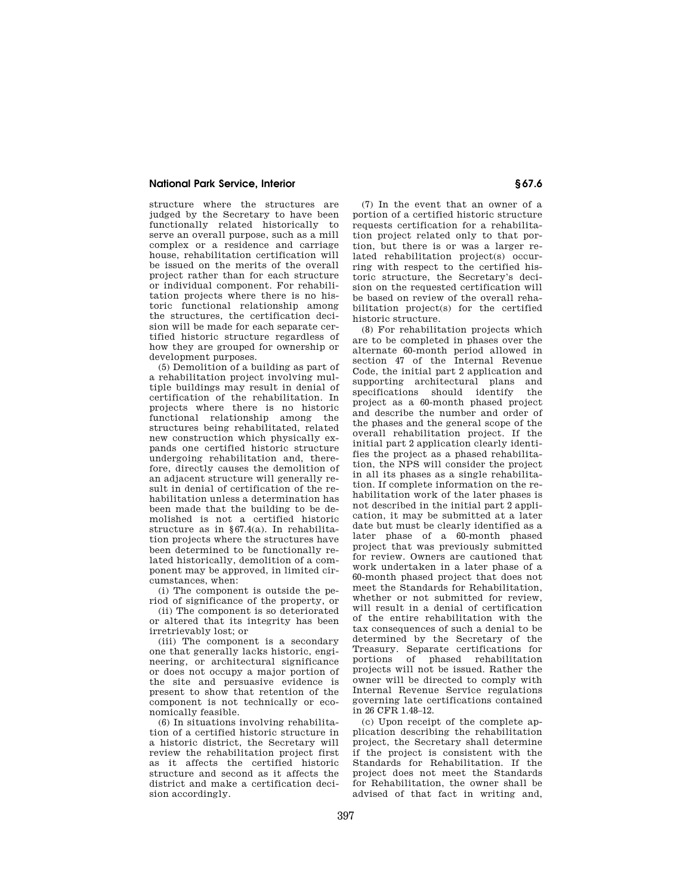structure where the structures are judged by the Secretary to have been functionally related historically to serve an overall purpose, such as a mill complex or a residence and carriage house, rehabilitation certification will be issued on the merits of the overall project rather than for each structure or individual component. For rehabilitation projects where there is no historic functional relationship among the structures, the certification decision will be made for each separate certified historic structure regardless of how they are grouped for ownership or development purposes.

(5) Demolition of a building as part of a rehabilitation project involving multiple buildings may result in denial of certification of the rehabilitation. In projects where there is no historic functional relationship among the structures being rehabilitated, related new construction which physically expands one certified historic structure undergoing rehabilitation and, therefore, directly causes the demolition of an adjacent structure will generally result in denial of certification of the rehabilitation unless a determination has been made that the building to be demolished is not a certified historic structure as in §67.4(a). In rehabilitation projects where the structures have been determined to be functionally related historically, demolition of a component may be approved, in limited circumstances, when:

(i) The component is outside the period of significance of the property, or

(ii) The component is so deteriorated or altered that its integrity has been irretrievably lost; or

(iii) The component is a secondary one that generally lacks historic, engineering, or architectural significance or does not occupy a major portion of the site and persuasive evidence is present to show that retention of the component is not technically or economically feasible.

(6) In situations involving rehabilitation of a certified historic structure in a historic district, the Secretary will review the rehabilitation project first as it affects the certified historic structure and second as it affects the district and make a certification decision accordingly.

(7) In the event that an owner of a portion of a certified historic structure requests certification for a rehabilitation project related only to that portion, but there is or was a larger related rehabilitation project(s) occurring with respect to the certified historic structure, the Secretary's decision on the requested certification will be based on review of the overall rehabilitation project(s) for the certified historic structure.

(8) For rehabilitation projects which are to be completed in phases over the alternate 60-month period allowed in section 47 of the Internal Revenue Code, the initial part 2 application and supporting architectural plans and specifications should identify the project as a 60-month phased project and describe the number and order of the phases and the general scope of the overall rehabilitation project. If the initial part 2 application clearly identifies the project as a phased rehabilitation, the NPS will consider the project in all its phases as a single rehabilitation. If complete information on the rehabilitation work of the later phases is not described in the initial part 2 application, it may be submitted at a later date but must be clearly identified as a later phase of a 60-month phased project that was previously submitted for review. Owners are cautioned that work undertaken in a later phase of a 60-month phased project that does not meet the Standards for Rehabilitation, whether or not submitted for review, will result in a denial of certification of the entire rehabilitation with the tax consequences of such a denial to be determined by the Secretary of the Treasury. Separate certifications for portions of phased rehabilitation projects will not be issued. Rather the owner will be directed to comply with Internal Revenue Service regulations governing late certifications contained in 26 CFR 1.48–12.

(c) Upon receipt of the complete application describing the rehabilitation project, the Secretary shall determine if the project is consistent with the Standards for Rehabilitation. If the project does not meet the Standards for Rehabilitation, the owner shall be advised of that fact in writing and,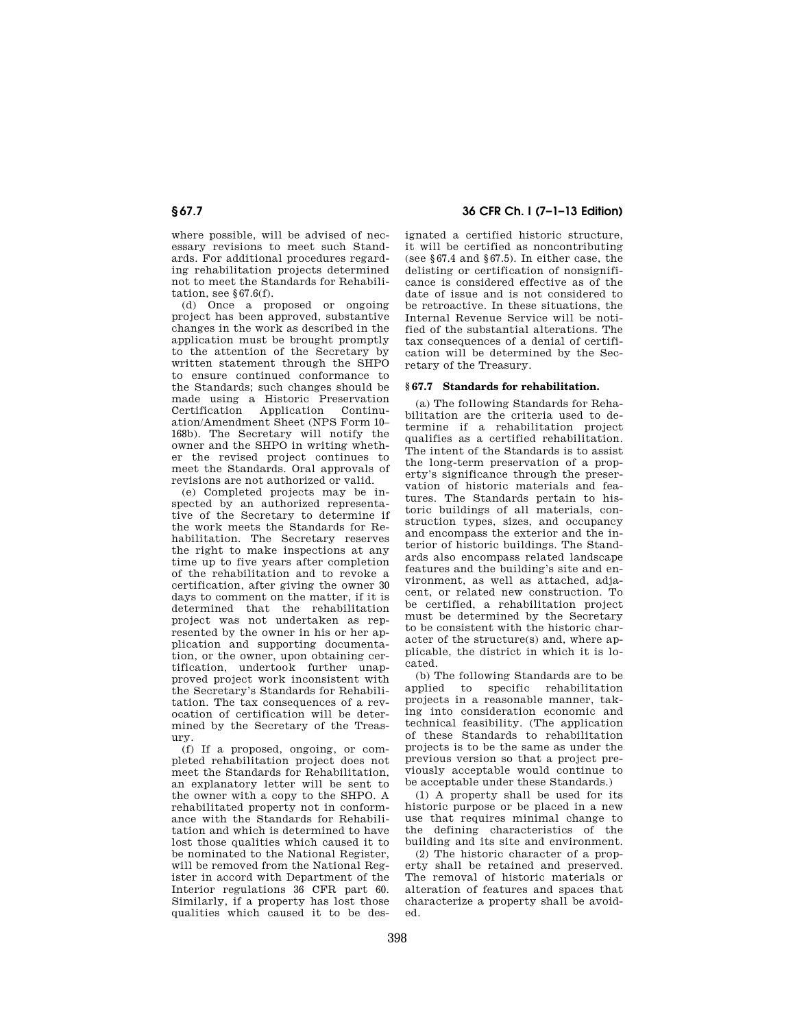where possible, will be advised of necessary revisions to meet such Standards. For additional procedures regarding rehabilitation projects determined not to meet the Standards for Rehabilitation, see §67.6(f).

(d) Once a proposed or ongoing project has been approved, substantive changes in the work as described in the application must be brought promptly to the attention of the Secretary by written statement through the SHPO to ensure continued conformance to the Standards; such changes should be made using a Historic Preservation Certification Application Continuation/Amendment Sheet (NPS Form 10–168b). The Secretary will notify the owner and the SHPO in writing whether the revised project continues to meet the Standards. Oral approvals of revisions are not authorized or valid.

(e) Completed projects may be inspected by an authorized representative of the Secretary to determine if the work meets the Standards for Rehabilitation. The Secretary reserves the right to make inspections at any time up to five years after completion of the rehabilitation and to revoke a certification, after giving the owner 30 days to comment on the matter, if it is determined that the rehabilitation project was not undertaken as represented by the owner in his or her application and supporting documentation, or the owner, upon obtaining certification, undertook further unapproved project work inconsistent with the Secretary's Standards for Rehabilitation. The tax consequences of a revocation of certification will be determined by the Secretary of the Treasury.

(f) If a proposed, ongoing, or completed rehabilitation project does not meet the Standards for Rehabilitation, an explanatory letter will be sent to the owner with a copy to the SHPO. A rehabilitated property not in conformance with the Standards for Rehabilitation and which is determined to have lost those qualities which caused it to be nominated to the National Register, will be removed from the National Register in accord with Department of the Interior regulations 36 CFR part 60. Similarly, if a property has lost those qualities which caused it to be designated a certified historic structure, it will be certified as noncontributing (see §67.4 and §67.5). In either case, the delisting or certification of nonsignificance is considered effective as of the date of issue and is not considered to be retroactive. In these situations, the Internal Revenue Service will be notified of the substantial alterations. The tax consequences of a denial of certification will be determined by the Secretary of the Treasury.

## § 67.7 Standards for rehabilitation.

(a) The following Standards for Rehabilitation are the criteria used to determine if a rehabilitation project qualifies as a certified rehabilitation. The intent of the Standards is to assist the long-term preservation of a property's significance through the preservation of historic materials and features. The Standards pertain to historic buildings of all materials, construction types, sizes, and occupancy and encompass the exterior and the interior of historic buildings. The Standards also encompass related landscape features and the building's site and environment, as well as attached, adjacent, or related new construction. To be certified, a rehabilitation project must be determined by the Secretary to be consistent with the historic character of the structure(s) and, where applicable, the district in which it is located.

(b) The following Standards are to be applied to specific rehabilitation projects in a reasonable manner, taking into consideration economic and technical feasibility. (The application of these Standards to rehabilitation projects is to be the same as under the previous version so that a project previously acceptable would continue to be acceptable under these Standards.)

(1) A property shall be used for its historic purpose or be placed in a new use that requires minimal change to the defining characteristics of the building and its site and environment.

(2) The historic character of a property shall be retained and preserved. The removal of historic materials or alteration of features and spaces that characterize a property shall be avoided.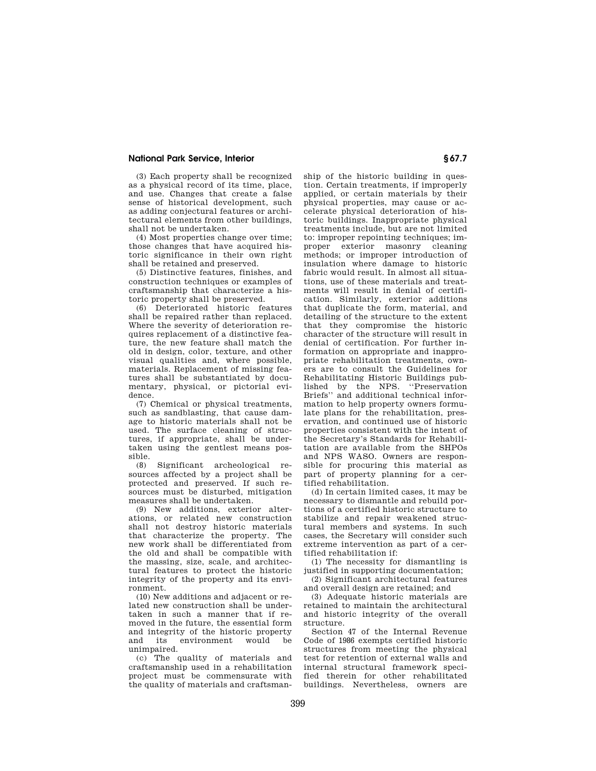(3) Each property shall be recognized as a physical record of its time, place, and use. Changes that create a false sense of historical development, such as adding conjectural features or architectural elements from other buildings, shall not be undertaken.

(4) Most properties change over time; those changes that have acquired historic significance in their own right shall be retained and preserved.

(5) Distinctive features, finishes, and construction techniques or examples of craftsmanship that characterize a historic property shall be preserved.

(6) Deteriorated historic features shall be repaired rather than replaced. Where the severity of deterioration requires replacement of a distinctive feature, the new feature shall match the old in design, color, texture, and other visual qualities and, where possible, materials. Replacement of missing features shall be substantiated by documentary, physical, or pictorial evidence.

(7) Chemical or physical treatments, such as sandblasting, that cause damage to historic materials shall not be used. The surface cleaning of structures, if appropriate, shall be undertaken using the gentlest means possible.

(8) Significant archeological resources affected by a project shall be protected and preserved. If such resources must be disturbed, mitigation measures shall be undertaken.

(9) New additions, exterior alterations, or related new construction shall not destroy historic materials that characterize the property. The new work shall be differentiated from the old and shall be compatible with the massing, size, scale, and architectural features to protect the historic integrity of the property and its environment.

(10) New additions and adjacent or related new construction shall be undertaken in such a manner that if removed in the future, the essential form and integrity of the historic property and its environment would be unimpaired.

(c) The quality of materials and craftsmanship used in a rehabilitation project must be commensurate with the quality of materials and craftsmanship of the historic building in question. Certain treatments, if improperly applied, or certain materials by their physical properties, may cause or accelerate physical deterioration of historic buildings. Inappropriate physical treatments include, but are not limited to: improper repointing techniques; improper exterior masonry cleaning methods; or improper introduction of insulation where damage to historic fabric would result. In almost all situations, use of these materials and treatments will result in denial of certification. Similarly, exterior additions that duplicate the form, material, and detailing of the structure to the extent that they compromise the historic character of the structure will result in denial of certification. For further information on appropriate and inappropriate rehabilitation treatments, owners are to consult the Guidelines for Rehabilitating Historic Buildings published by the NPS. ''Preservation Briefs'' and additional technical information to help property owners formulate plans for the rehabilitation, preservation, and continued use of historic properties consistent with the intent of the Secretary's Standards for Rehabilitation are available from the SHPOs and NPS WASO. Owners are responsible for procuring this material as part of property planning for a certified rehabilitation.

(d) In certain limited cases, it may be necessary to dismantle and rebuild portions of a certified historic structure to stabilize and repair weakened structural members and systems. In such cases, the Secretary will consider such extreme intervention as part of a certified rehabilitation if:

(1) The necessity for dismantling is justified in supporting documentation;

(2) Significant architectural features and overall design are retained; and

(3) Adequate historic materials are retained to maintain the architectural and historic integrity of the overall structure.

Section 47 of the Internal Revenue Code of 1986 exempts certified historic structures from meeting the physical test for retention of external walls and internal structural framework specified therein for other rehabilitated buildings. Nevertheless, owners are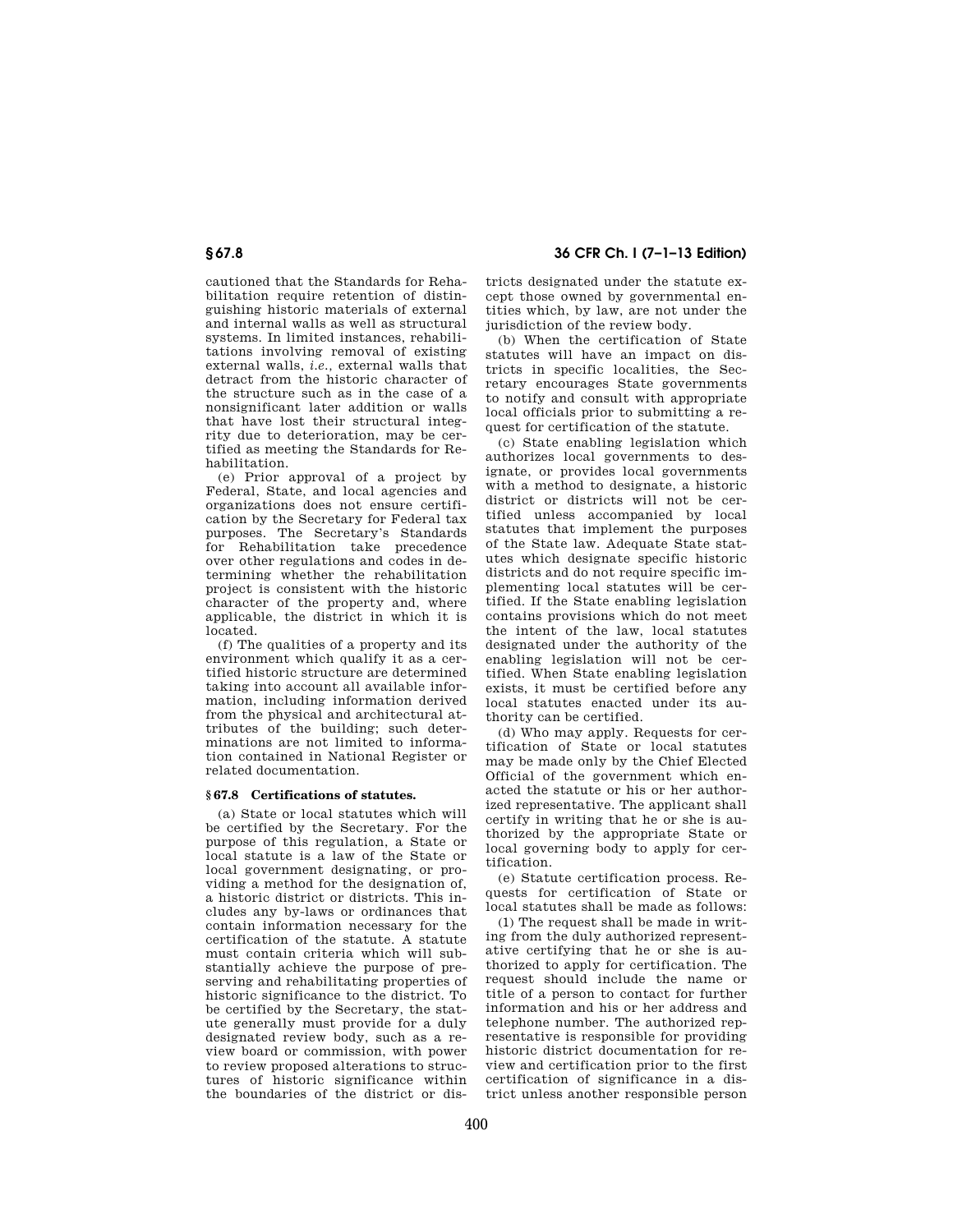cautioned that the Standards for Rehabilitation require retention of distinguishing historic materials of external and internal walls as well as structural systems. In limited instances, rehabilitations involving removal of existing external walls, *i.e.*, external walls that detract from the historic character of the structure such as in the case of a nonsignificant later addition or walls that have lost their structural integrity due to deterioration, may be certified as meeting the Standards for Rehabilitation.

(e) Prior approval of a project by Federal, State, and local agencies and organizations does not ensure certification by the Secretary for Federal tax purposes. The Secretary's Standards for Rehabilitation take precedence over other regulations and codes in determining whether the rehabilitation project is consistent with the historic character of the property and, where applicable, the district in which it is located.

(f) The qualities of a property and its environment which qualify it as a certified historic structure are determined taking into account all available information, including information derived from the physical and architectural attributes of the building; such determinations are not limited to information contained in National Register or related documentation.

### § 67.8 Certifications of statutes.

(a) State or local statutes which will be certified by the Secretary. For the purpose of this regulation, a State or local statute is a law of the State or local government designating, or providing a method for the designation of, a historic district or districts. This includes any by-laws or ordinances that contain information necessary for the certification of the statute. A statute must contain criteria which will substantially achieve the purpose of preserving and rehabilitating properties of historic significance to the district. To be certified by the Secretary, the statute generally must provide for a duly designated review body, such as a review board or commission, with power to review proposed alterations to structures of historic significance within the boundaries of the district or districts designated under the statute except those owned by governmental entities which, by law, are not under the jurisdiction of the review body.

(b) When the certification of State statutes will have an impact on districts in specific localities, the Secretary encourages State governments to notify and consult with appropriate local officials prior to submitting a request for certification of the statute.

(c) State enabling legislation which authorizes local governments to designate, or provides local governments with a method to designate, a historic district or districts will not be certified unless accompanied by local statutes that implement the purposes of the State law. Adequate State statutes which designate specific historic districts and do not require specific implementing local statutes will be certified. If the State enabling legislation contains provisions which do not meet the intent of the law, local statutes designated under the authority of the enabling legislation will not be certified. When State enabling legislation exists, it must be certified before any local statutes enacted under its authority can be certified.

(d) Who may apply. Requests for certification of State or local statutes may be made only by the Chief Elected Official of the government which enacted the statute or his or her authorized representative. The applicant shall certify in writing that he or she is authorized by the appropriate State or local governing body to apply for certification.

(e) Statute certification process. Requests for certification of State or local statutes shall be made as follows:

(1) The request shall be made in writing from the duly authorized representative certifying that he or she is authorized to apply for certification. The request should include the name or title of a person to contact for further information and his or her address and telephone number. The authorized representative is responsible for providing historic district documentation for review and certification prior to the first certification of significance in a district unless another responsible person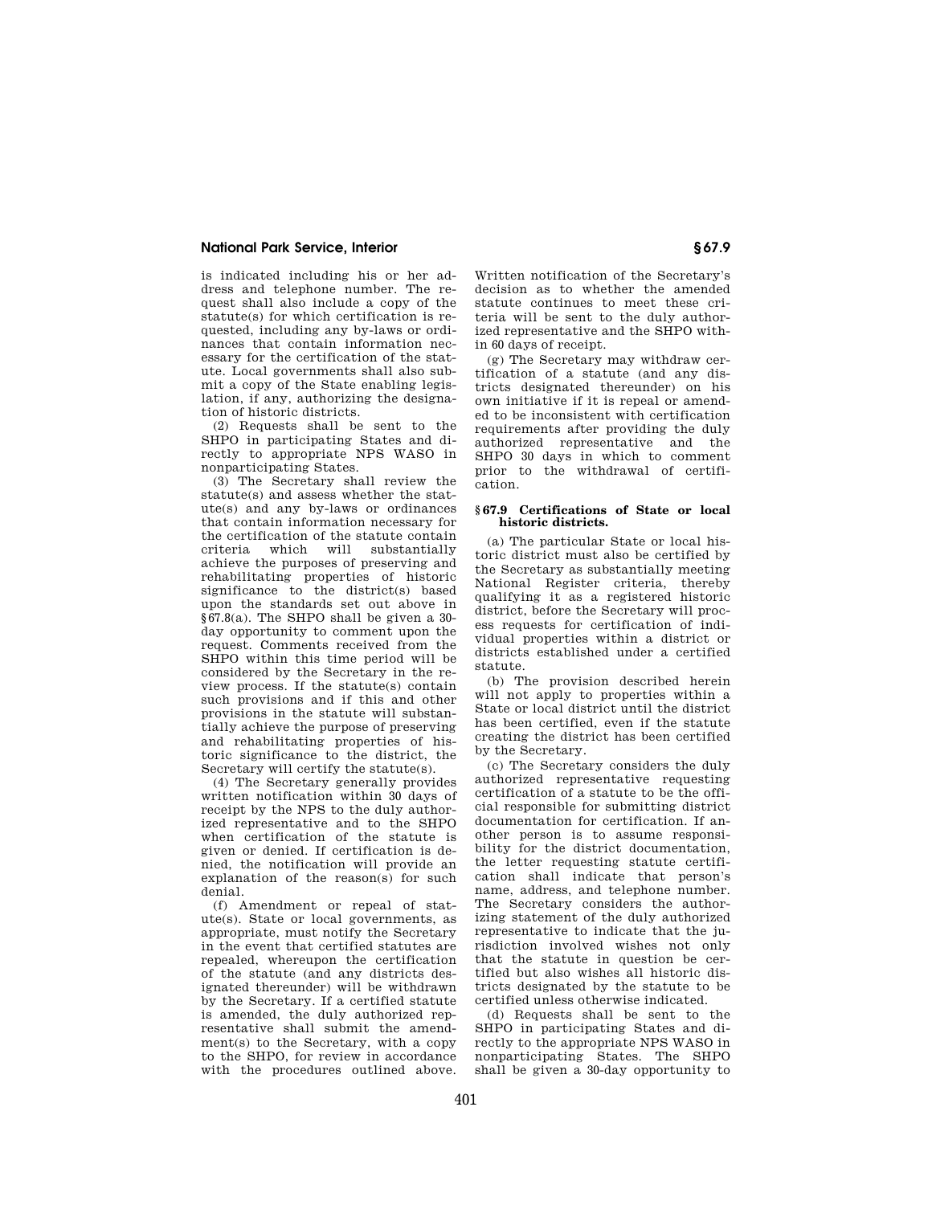is indicated including his or her address and telephone number. The request shall also include a copy of the statute(s) for which certification is requested, including any by-laws or ordinances that contain information necessary for the certification of the statute. Local governments shall also submit a copy of the State enabling legislation, if any, authorizing the designation of historic districts.

(2) Requests shall be sent to the SHPO in participating States and directly to appropriate NPS WASO in nonparticipating States.

(3) The Secretary shall review the statute(s) and assess whether the statute(s) and any by-laws or ordinances that contain information necessary for the certification of the statute contain criteria which will substantially achieve the purposes of preserving and rehabilitating properties of historic significance to the district(s) based upon the standards set out above in §67.8(a). The SHPO shall be given a 30-day opportunity to comment upon the request. Comments received from the SHPO within this time period will be considered by the Secretary in the review process. If the statute(s) contain such provisions and if this and other provisions in the statute will substantially achieve the purpose of preserving and rehabilitating properties of historic significance to the district, the Secretary will certify the statute(s).

(4) The Secretary generally provides written notification within 30 days of receipt by the NPS to the duly authorized representative and to the SHPO when certification of the statute is given or denied. If certification is denied, the notification will provide an explanation of the reason(s) for such denial.

(f) Amendment or repeal of statute(s). State or local governments, as appropriate, must notify the Secretary in the event that certified statutes are repealed, whereupon the certification of the statute (and any districts designated thereunder) will be withdrawn by the Secretary. If a certified statute is amended, the duly authorized representative shall submit the amendment(s) to the Secretary, with a copy to the SHPO, for review in accordance with the procedures outlined above. Written notification of the Secretary's decision as to whether the amended statute continues to meet these criteria will be sent to the duly authorized representative and the SHPO within 60 days of receipt.

(g) The Secretary may withdraw certification of a statute (and any districts designated thereunder) on his own initiative if it is repeal or amended to be inconsistent with certification requirements after providing the duly authorized representative and the SHPO 30 days in which to comment prior to the withdrawal of certification.

## §67.9 Certifications of State or local historic districts.

(a) The particular State or local historic district must also be certified by the Secretary as substantially meeting National Register criteria, thereby qualifying it as a registered historic district, before the Secretary will process requests for certification of individual properties within a district or districts established under a certified statute.

(b) The provision described herein will not apply to properties within a State or local district until the district has been certified, even if the statute creating the district has been certified by the Secretary.

(c) The Secretary considers the duly authorized representative requesting certification of a statute to be the official responsible for submitting district documentation for certification. If another person is to assume responsibility for the district documentation, the letter requesting statute certification shall indicate that person's name, address, and telephone number. The Secretary considers the authorizing statement of the duly authorized representative to indicate that the jurisdiction involved wishes not only that the statute in question be certified but also wishes all historic districts designated by the statute to be certified unless otherwise indicated.

(d) Requests shall be sent to the SHPO in participating States and directly to the appropriate NPS WASO in nonparticipating States. The SHPO shall be given a 30-day opportunity to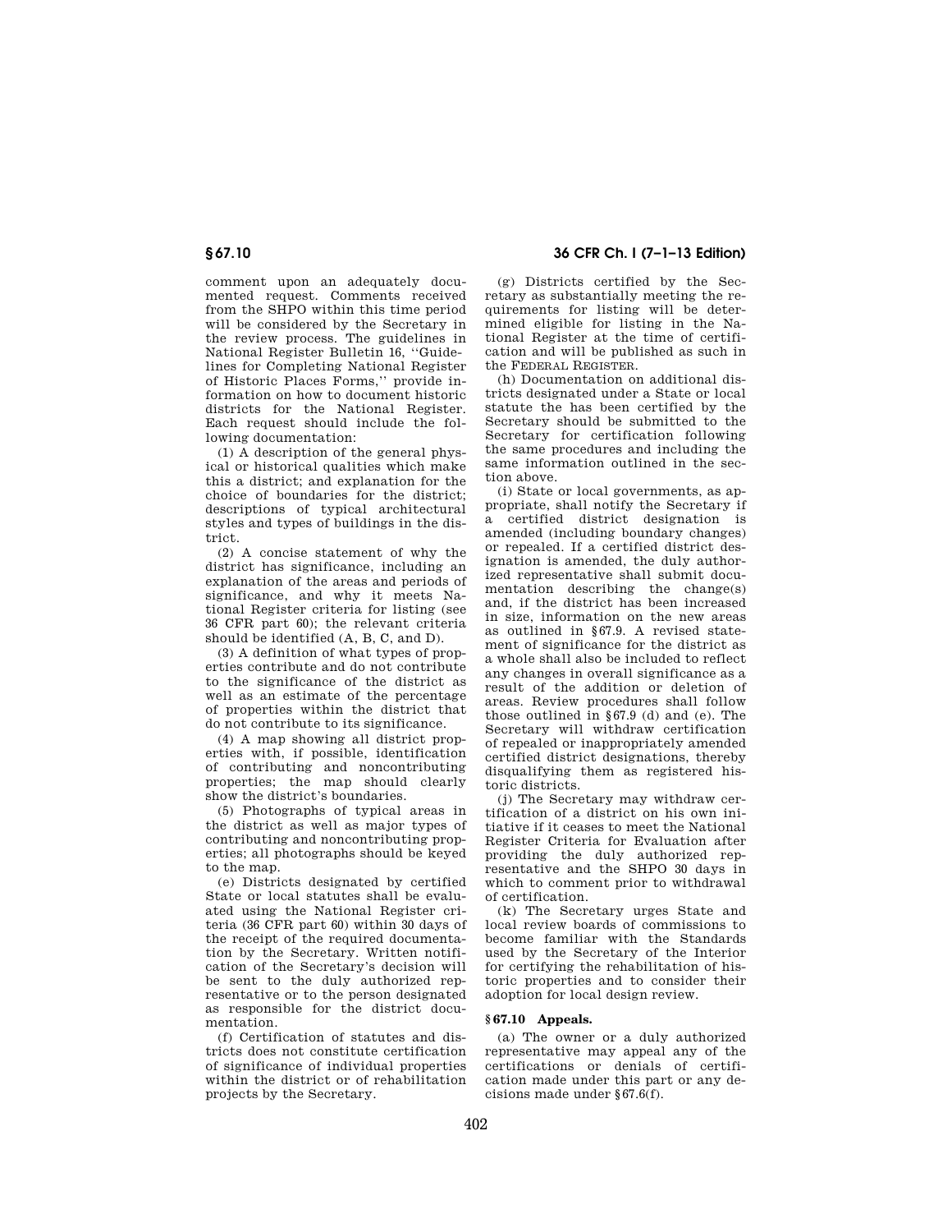comment upon an adequately documented request. Comments received from the SHPO within this time period will be considered by the Secretary in the review process. The guidelines in National Register Bulletin 16, ''Guidelines for Completing National Register of Historic Places Forms,'' provide information on how to document historic districts for the National Register. Each request should include the following documentation:

(1) A description of the general physical or historical qualities which make this a district; and explanation for the choice of boundaries for the district; descriptions of typical architectural styles and types of buildings in the district.

(2) A concise statement of why the district has significance, including an explanation of the areas and periods of significance, and why it meets National Register criteria for listing (see 36 CFR part 60); the relevant criteria should be identified (A, B, C, and D).

(3) A definition of what types of properties contribute and do not contribute to the significance of the district as well as an estimate of the percentage of properties within the district that do not contribute to its significance.

(4) A map showing all district properties with, if possible, identification of contributing and noncontributing properties; the map should clearly show the district's boundaries.

(5) Photographs of typical areas in the district as well as major types of contributing and noncontributing properties; all photographs should be keyed to the map.

(e) Districts designated by certified State or local statutes shall be evaluated using the National Register criteria (36 CFR part 60) within 30 days of the receipt of the required documentation by the Secretary. Written notification of the Secretary's decision will be sent to the duly authorized representative or to the person designated as responsible for the district documentation.

(f) Certification of statutes and districts does not constitute certification of significance of individual properties within the district or of rehabilitation projects by the Secretary.

(g) Districts certified by the Secretary as substantially meeting the requirements for listing will be determined eligible for listing in the National Register at the time of certification and will be published as such in the FEDERAL REGISTER.

(h) Documentation on additional districts designated under a State or local statute the has been certified by the Secretary should be submitted to the Secretary for certification following the same procedures and including the same information outlined in the section above.

(i) State or local governments, as appropriate, shall notify the Secretary if a certified district designation is amended (including boundary changes) or repealed. If a certified district designation is amended, the duly authorized representative shall submit documentation describing the change(s) and, if the district has been increased in size, information on the new areas as outlined in §67.9. A revised statement of significance for the district as a whole shall also be included to reflect any changes in overall significance as a result of the addition or deletion of areas. Review procedures shall follow those outlined in §67.9 (d) and (e). The Secretary will withdraw certification of repealed or inappropriately amended certified district designations, thereby disqualifying them as registered historic districts.

(j) The Secretary may withdraw certification of a district on his own initiative if it ceases to meet the National Register Criteria for Evaluation after providing the duly authorized representative and the SHPO 30 days in which to comment prior to withdrawal of certification.

(k) The Secretary urges State and local review boards of commissions to become familiar with the Standards used by the Secretary of the Interior for certifying the rehabilitation of historic properties and to consider their adoption for local design review.

**§ 67.10 Appeals.**

(a) The owner or a duly authorized representative may appeal any of the certifications or denials of certification made under this part or any decisions made under §67.6(f).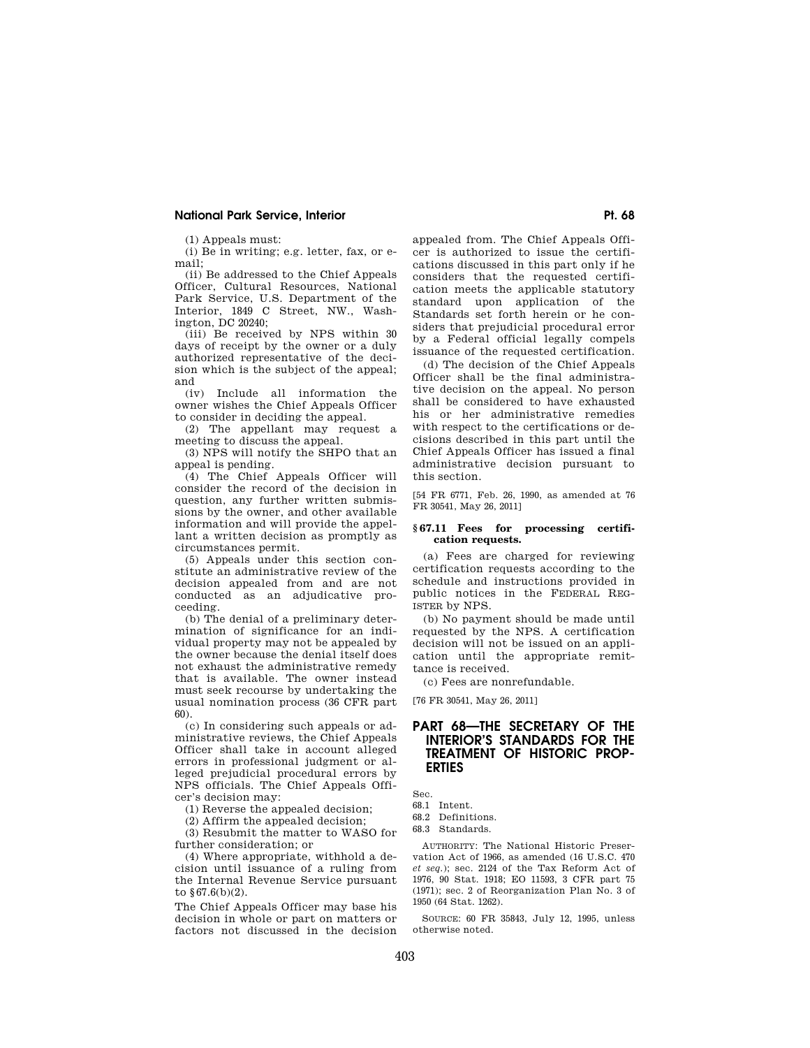(1) Appeals must:

(i) Be in writing; e.g. letter, fax, or e-mail;

(ii) Be addressed to the Chief Appeals Officer, Cultural Resources, National Park Service, U.S. Department of the Interior, 1849 C Street, NW., Washington, DC 20240;

(iii) Be received by NPS within 30 days of receipt by the owner or a duly authorized representative of the decision which is the subject of the appeal; and

(iv) Include all information the owner wishes the Chief Appeals Officer to consider in deciding the appeal.

(2) The appellant may request a meeting to discuss the appeal.

(3) NPS will notify the SHPO that an appeal is pending.

(4) The Chief Appeals Officer will consider the record of the decision in question, any further written submissions by the owner, and other available information and will provide the appellant a written decision as promptly as circumstances permit.

(5) Appeals under this section constitute an administrative review of the decision appealed from and are not conducted as an adjudicative proceeding.

(b) The denial of a preliminary determination of significance for an individual property may not be appealed by the owner because the denial itself does not exhaust the administrative remedy that is available. The owner instead must seek recourse by undertaking the usual nomination process (36 CFR part 60).

(c) In considering such appeals or administrative reviews, the Chief Appeals Officer shall take in account alleged errors in professional judgment or alleged prejudicial procedural errors by NPS officials. The Chief Appeals Officer's decision may:

(1) Reverse the appealed decision;

(2) Affirm the appealed decision;

(3) Resubmit the matter to WASO for further consideration; or

(4) Where appropriate, withhold a decision until issuance of a ruling from the Internal Revenue Service pursuant to §67.6(b)(2).

The Chief Appeals Officer may base his decision in whole or part on matters or factors not discussed in the decision appealed from. The Chief Appeals Officer is authorized to issue the certifications discussed in this part only if he considers that the requested certification meets the applicable statutory standard upon application of the Standards set forth herein or he considers that prejudicial procedural error by a Federal official legally compels issuance of the requested certification.

(d) The decision of the Chief Appeals Officer shall be the final administrative decision on the appeal. No person shall be considered to have exhausted his or her administrative remedies with respect to the certifications or decisions described in this part until the Chief Appeals Officer has issued a final administrative decision pursuant to this section.

[54 FR 6771, Feb. 26, 1990, as amended at 76 FR 30541, May 26, 2011]

### § 67.11 Fees for processing certification requests.

(a) Fees are charged for reviewing certification requests according to the schedule and instructions provided in public notices in the FEDERAL REGISTER by NPS.

(b) No payment should be made until requested by the NPS. A certification decision will not be issued on an application until the appropriate remittance is received.

(c) Fees are nonrefundable.

[76 FR 30541, May 26, 2011]

## PART 68—THE SECRETARY OF THE INTERIOR'S STANDARDS FOR THE TREATMENT OF HISTORIC PROPERTIES

Sec.
68.1 Intent.
68.2 Definitions.
68.3 Standards.

AUTHORITY: The National Historic Preservation Act of 1966, as amended (16 U.S.C. 470 *et seq.*); sec. 2124 of the Tax Reform Act of 1976, 90 Stat. 1918; EO 11593, 3 CFR part 75 (1971); sec. 2 of Reorganization Plan No. 3 of 1950 (64 Stat. 1262).

SOURCE: 60 FR 35843, July 12, 1995, unless otherwise noted.